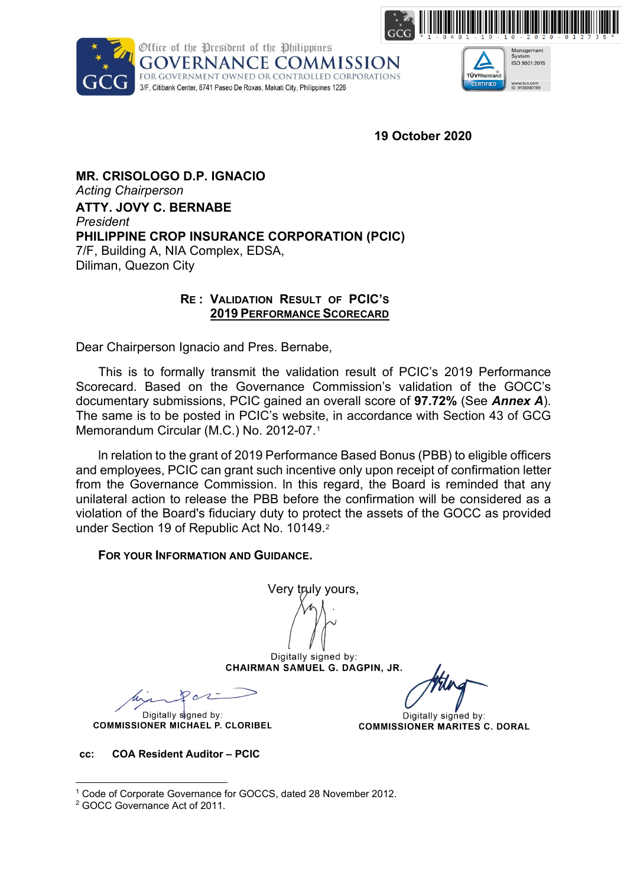Office of the President of the Philippines
**GOVERNANCE COMMISSION**
FOR GOVERNMENT OWNED OR CONTROLLED CORPORATIONS
3/F, Citibank Center, 8741 Paseo De Roxas, Makati City, Philippines 1226

\*1-0401-19-10-2020-012735\*

**19 October 2020**

**MR. CRISOLOGO D.P. IGNACIO**
*Acting Chairperson*
**ATTY. JOVY C. BERNABE**
*President*
**PHILIPPINE CROP INSURANCE CORPORATION (PCIC)**
7/F, Building A, NIA Complex, EDSA,
Diliman, Quezon City

**RE : VALIDATION RESULT OF PCIC'S 2019 PERFORMANCE SCORECARD**

Dear Chairperson Ignacio and Pres. Bernabe,

This is to formally transmit the validation result of PCIC's 2019 Performance Scorecard. Based on the Governance Commission's validation of the GOCC's documentary submissions, PCIC gained an overall score of **97.72%** (See ***Annex A***). The same is to be posted in PCIC's website, in accordance with Section 43 of GCG Memorandum Circular (M.C.) No. 2012-07.[1]

In relation to the grant of 2019 Performance Based Bonus (PBB) to eligible officers and employees, PCIC can grant such incentive only upon receipt of confirmation letter from the Governance Commission. In this regard, the Board is reminded that any unilateral action to release the PBB before the confirmation will be considered as a violation of the Board's fiduciary duty to protect the assets of the GOCC as provided under Section 19 of Republic Act No. 10149.[2]

**FOR YOUR INFORMATION AND GUIDANCE.**

Very truly yours,

Digitally signed by:
**CHAIRMAN SAMUEL G. DAGPIN, JR.**

Digitally signed by:
**COMMISSIONER MICHAEL P. CLORIBEL**

Digitally signed by:
**COMMISSIONER MARITES C. DORAL**

**cc: COA Resident Auditor – PCIC**

---

[1] Code of Corporate Governance for GOCCS, dated 28 November 2012.
[2] GOCC Governance Act of 2011.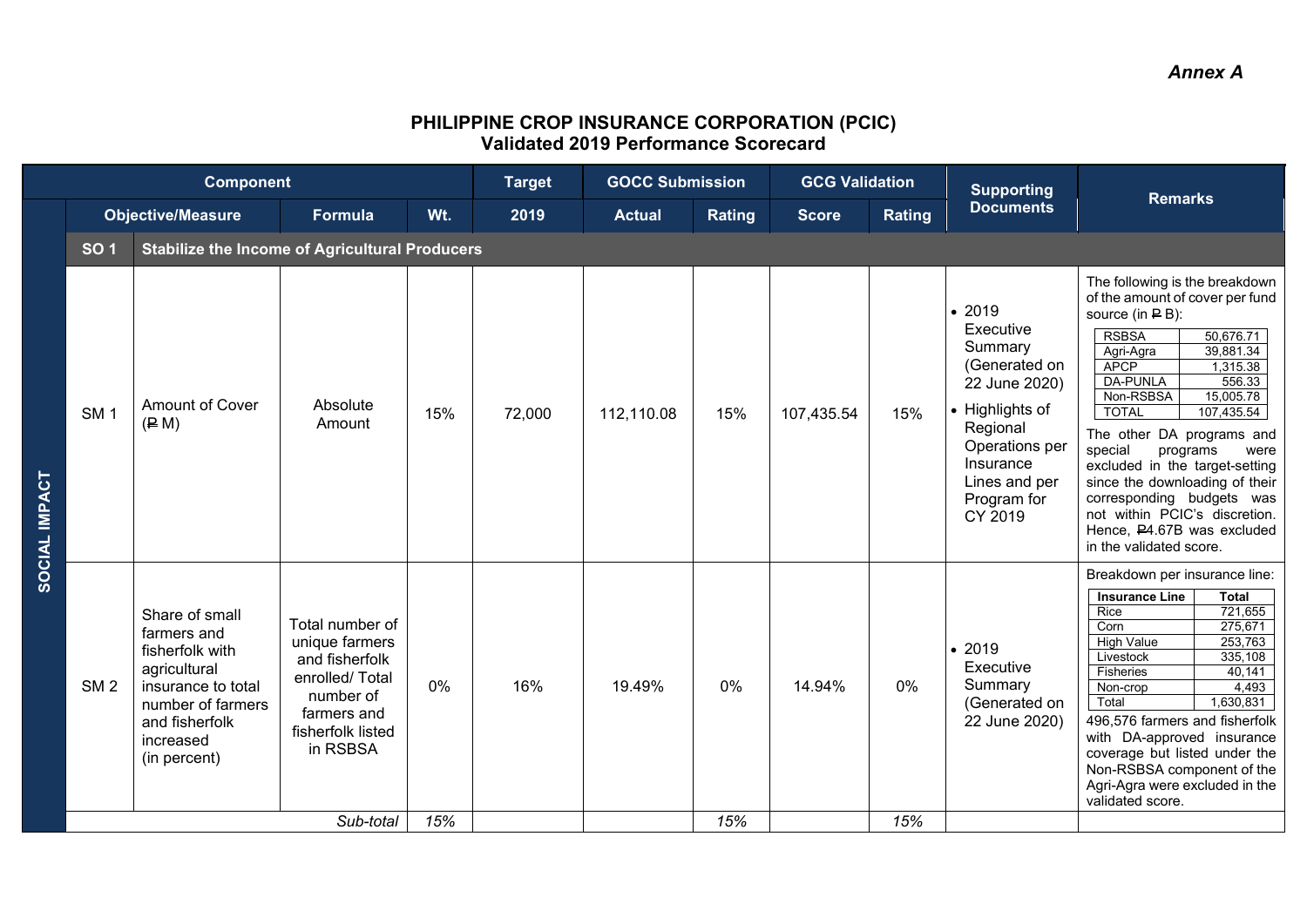*Annex A*

## PHILIPPINE CROP INSURANCE CORPORATION (PCIC)
### Validated 2019 Performance Scorecard

| | Component | | | | Target | GOCC Submission | | GCG Validation | | Supporting Documents | Remarks |
|---|---|---|---|---|---|---|---|---|---|---|---|
| | Objective/Measure | | Formula | Wt. | 2019 | Actual | Rating | Score | Rating | | |
| SOCIAL IMPACT | SO 1 | Stabilize the Income of Agricultural Producers | | | | | | | | | |
| | SM 1 | Amount of Cover (₱ M) | Absolute Amount | 15% | 72,000 | 112,110.08 | 15% | 107,435.54 | 15% | • 2019 Executive Summary (Generated on 22 June 2020) <br> • Highlights of Regional Operations per Insurance Lines and per Program for CY 2019 | The following is the breakdown of the amount of cover per fund source (in ₱ B): <br> RSBSA: 50,676.71 <br> Agri-Agra: 39,881.34 <br> APCP: 1,315.38 <br> DA-PUNLA: 556.33 <br> Non-RSBSA: 15,005.78 <br> TOTAL: 107,435.54 <br> The other DA programs and special programs were excluded in the target-setting since the downloading of their corresponding budgets was not within PCIC's discretion. Hence, ₱4.67B was excluded in the validated score. |
| | SM 2 | Share of small farmers and fisherfolk with agricultural insurance to total number of farmers and fisherfolk increased (in percent) | Total number of unique farmers and fisherfolk enrolled/ Total number of farmers and fisherfolk listed in RSBSA | 0% | 16% | 19.49% | 0% | 14.94% | 0% | • 2019 Executive Summary (Generated on 22 June 2020) | Breakdown per insurance line: <br> **Insurance Line / Total** <br> Rice: 721,655 <br> Corn: 275,671 <br> High Value: 253,763 <br> Livestock: 335,108 <br> Fisheries: 40,141 <br> Non-crop: 4,493 <br> Total: 1,630,831 <br> 496,576 farmers and fisherfolk with DA-approved insurance coverage but listed under the Non-RSBSA component of the Agri-Agra were excluded in the validated score. |
| | | | *Sub-total* | *15%* | | | *15%* | | *15%* | | |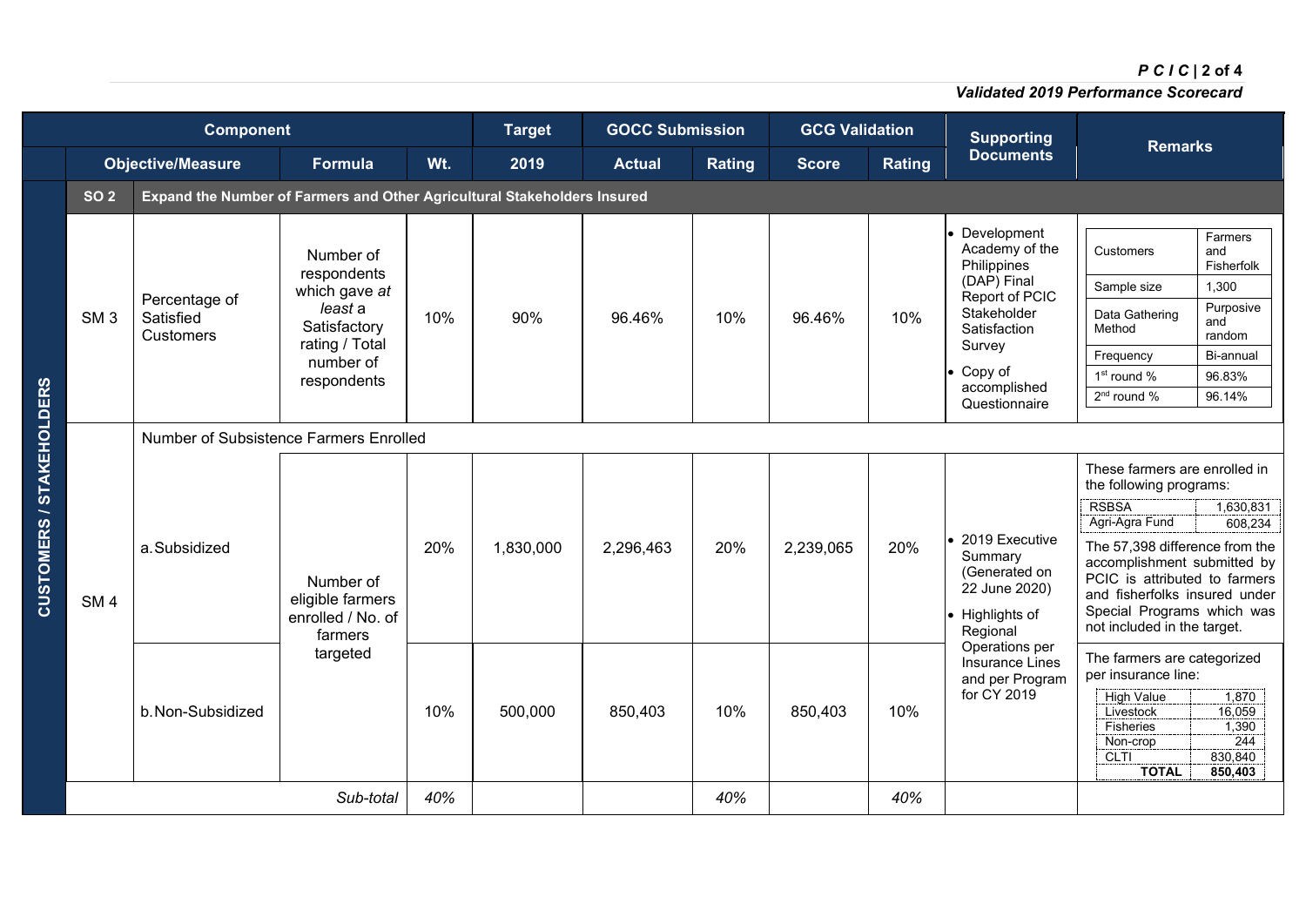| Component | | | | Target | GOCC Submission | | GCG Validation | | Supporting Documents | Remarks |
|---|---|---|---|---|---|---|---|---|---|---|
| | Objective/Measure | Formula | Wt. | 2019 | Actual | Rating | Score | Rating | | |
| **SO 2** | **Expand the Number of Farmers and Other Agricultural Stakeholders Insured** | | | | | | | | | |
| SM 3 | Percentage of Satisfied Customers | Number of respondents which gave *at least* a Satisfactory rating / Total number of respondents | 10% | 90% | 96.46% | 10% | 96.46% | 10% | • Development Academy of the Philippines (DAP) Final Report of PCIC Stakeholder Satisfaction Survey<br>• Copy of accomplished Questionnaire | Customers: Farmers and Fisherfolk; Sample size: 1,300; Data Gathering Method: Purposive and random; Frequency: Bi-annual; 1st round %: 96.83%; 2nd round %: 96.14% |
| SM 4 | Number of Subsistence Farmers Enrolled | | | | | | | | | |
| | a. Subsidized | Number of eligible farmers enrolled / No. of farmers targeted | 20% | 1,830,000 | 2,296,463 | 20% | 2,239,065 | 20% | • 2019 Executive Summary (Generated on 22 June 2020)<br>• Highlights of Regional Operations per Insurance Lines and per Program for CY 2019 | These farmers are enrolled in the following programs: RSBSA 1,630,831; Agri-Agra Fund 608,234. The 57,398 difference from the accomplishment submitted by PCIC is attributed to farmers and fisherfolks insured under Special Programs which was not included in the target. |
| | b. Non-Subsidized | | 10% | 500,000 | 850,403 | 10% | 850,403 | 10% | | The farmers are categorized per insurance line: High Value 1,870; Livestock 16,059; Fisheries 1,390; Non-crop 244; CLTI 830,840; **TOTAL** **850,403** |
| | *Sub-total* | | *40%* | | | *40%* | | *40%* | | |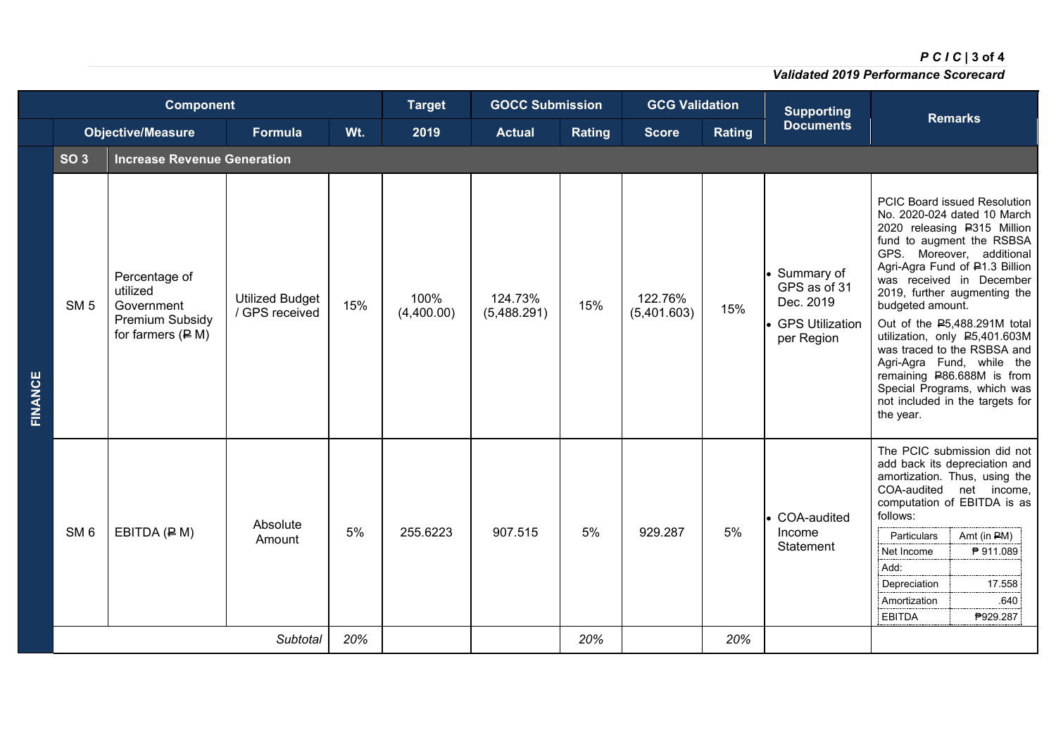| Component | | | | Target | GOCC Submission | | GCG Validation | | Supporting Documents | Remarks |
|---|---|---|---|---|---|---|---|---|---|---|
| | Objective/Measure | Formula | Wt. | 2019 | Actual | Rating | Score | Rating | | |
| **FINANCE** | | | | | | | | | | |
| **SO 3** | **Increase Revenue Generation** | | | | | | | | | |
| SM 5 | Percentage of utilized Government Premium Subsidy for farmers (₱ M) | Utilized Budget / GPS received | 15% | 100% (4,400.00) | 124.73% (5,488.291) | 15% | 122.76% (5,401.603) | 15% | • Summary of GPS as of 31 Dec. 2019<br>• GPS Utilization per Region | PCIC Board issued Resolution No. 2020-024 dated 10 March 2020 releasing ₱315 Million fund to augment the RSBSA GPS. Moreover, additional Agri-Agra Fund of ₱1.3 Billion was received in December 2019, further augmenting the budgeted amount.<br>Out of the ₱5,488.291M total utilization, only ₱5,401.603M was traced to the RSBSA and Agri-Agra Fund, while the remaining ₱86.688M is from Special Programs, which was not included in the targets for the year. |
| SM 6 | EBITDA (₱ M) | Absolute Amount | 5% | 255.6223 | 907.515 | 5% | 929.287 | 5% | • COA-audited Income Statement | The PCIC submission did not add back its depreciation and amortization. Thus, using the COA-audited net income, computation of EBITDA is as follows:<br>Particulars: Amt (in ₱M)<br>Net Income: ₱ 911.089<br>Add:<br>Depreciation: 17.558<br>Amortization: .640<br>EBITDA: ₱929.287 |
| | | *Subtotal* | *20%* | | | *20%* | | *20%* | | |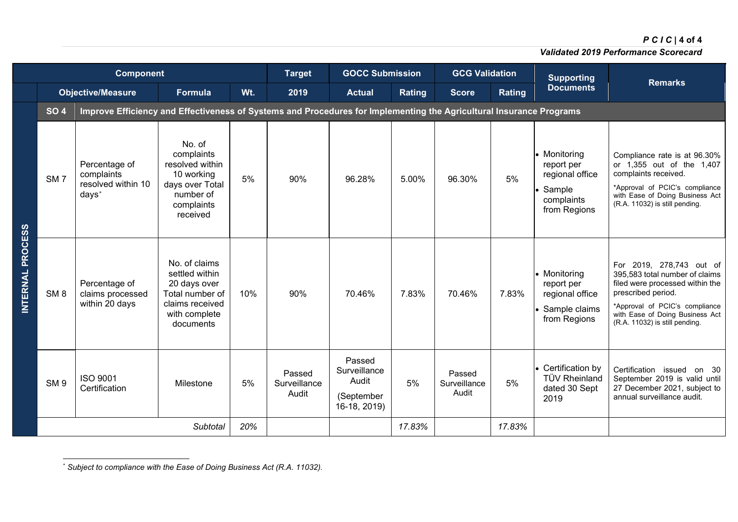| Component | | | | Target | GOCC Submission | | GCG Validation | | Supporting Documents | Remarks |
|---|---|---|---|---|---|---|---|---|---|---|
| | Objective/Measure | Formula | Wt. | 2019 | Actual | Rating | Score | Rating | | |
| **INTERNAL PROCESS** | **SO 4** | **Improve Efficiency and Effectiveness of Systems and Procedures for Implementing the Agricultural Insurance Programs** | | | | | | | | |
| | SM 7 — Percentage of complaints resolved within 10 days* | No. of complaints resolved within 10 working days over Total number of complaints received | 5% | 90% | 96.28% | 5.00% | 96.30% | 5% | • Monitoring report per regional office<br>• Sample complaints from Regions | Compliance rate is at 96.30% or 1,355 out of the 1,407 complaints received.<br>*Approval of PCIC's compliance with Ease of Doing Business Act (R.A. 11032) is still pending. |
| | SM 8 — Percentage of claims processed within 20 days | No. of claims settled within 20 days over Total number of claims received with complete documents | 10% | 90% | 70.46% | 7.83% | 70.46% | 7.83% | • Monitoring report per regional office<br>• Sample claims from Regions | For 2019, 278,743 out of 395,583 total number of claims filed were processed within the prescribed period.<br>*Approval of PCIC's compliance with Ease of Doing Business Act (R.A. 11032) is still pending. |
| | SM 9 — ISO 9001 Certification | Milestone | 5% | Passed Surveillance Audit | Passed Surveillance Audit (September 16-18, 2019) | 5% | Passed Surveillance Audit | 5% | • Certification by TÜV Rheinland dated 30 Sept 2019 | Certification issued on 30 September 2019 is valid until 27 December 2021, subject to annual surveillance audit. |
| | | *Subtotal* | *20%* | | | *17.83%* | | *17.83%* | | |

* *Subject to compliance with the Ease of Doing Business Act (R.A. 11032).*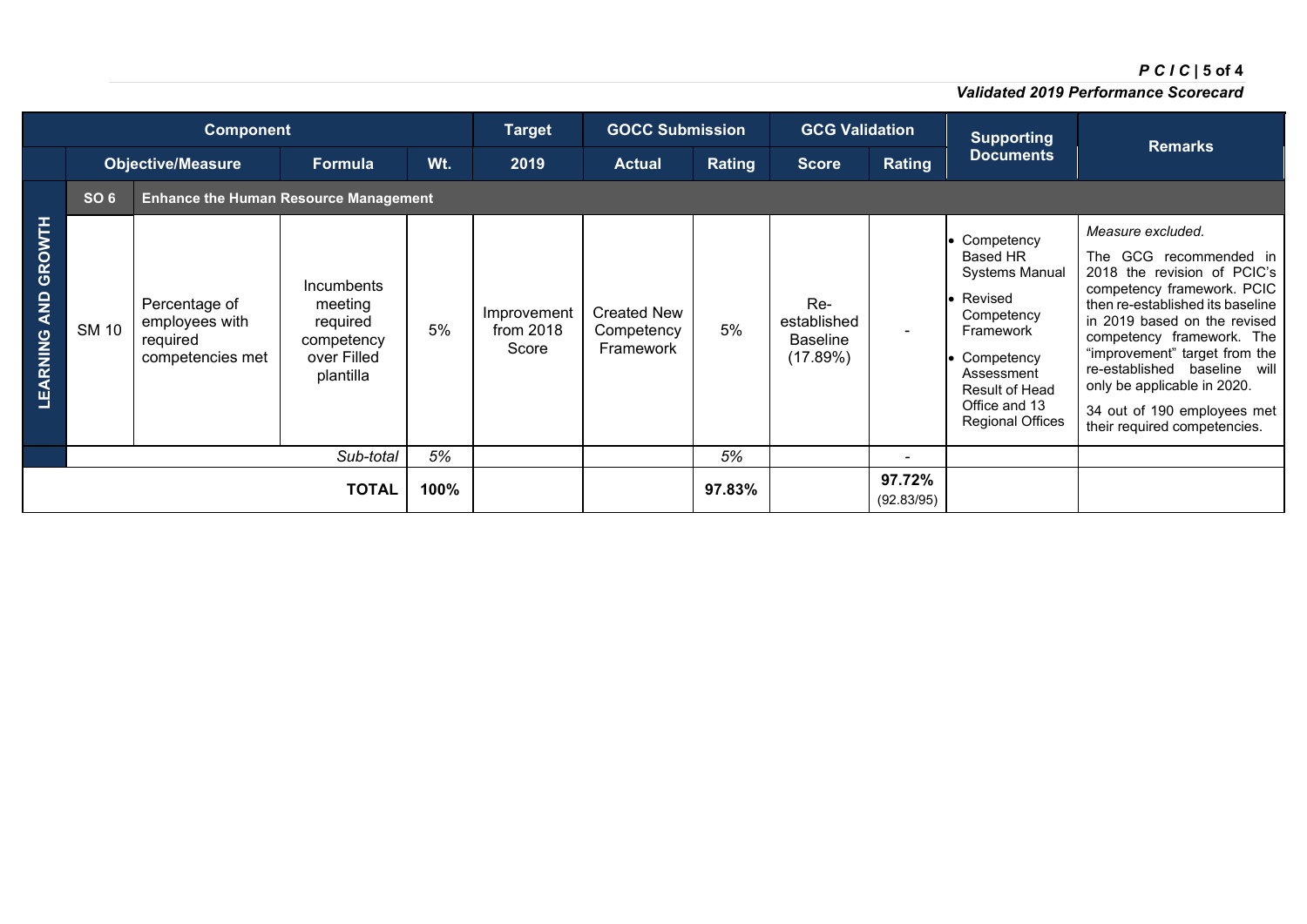| Component | | | | Target | GOCC Submission | | GCG Validation | | Supporting Documents | Remarks |
|---|---|---|---|---|---|---|---|---|---|---|
| | Objective/Measure | Formula | Wt. | 2019 | Actual | Rating | Score | Rating | | |
| **LEARNING AND GROWTH** | **SO 6** | **Enhance the Human Resource Management** | | | | | | | | |
| | SM 10 | Percentage of employees with required competencies met | Incumbents meeting required competency over Filled plantilla | 5% | Improvement from 2018 Score | Created New Competency Framework | 5% | Re-established Baseline (17.89%) | - | • Competency Based HR Systems Manual<br>• Revised Competency Framework<br>• Competency Assessment Result of Head Office and 13 Regional Offices | *Measure excluded.*<br><br>The GCG recommended in 2018 the revision of PCIC's competency framework. PCIC then re-established its baseline in 2019 based on the revised competency framework. The "improvement" target from the re-established baseline will only be applicable in 2020.<br><br>34 out of 190 employees met their required competencies. |
| | | *Sub-total* | *5%* | | | *5%* | | - | | |
| | | **TOTAL** | **100%** | | | **97.83%** | | **97.72%** (92.83/95) | | |